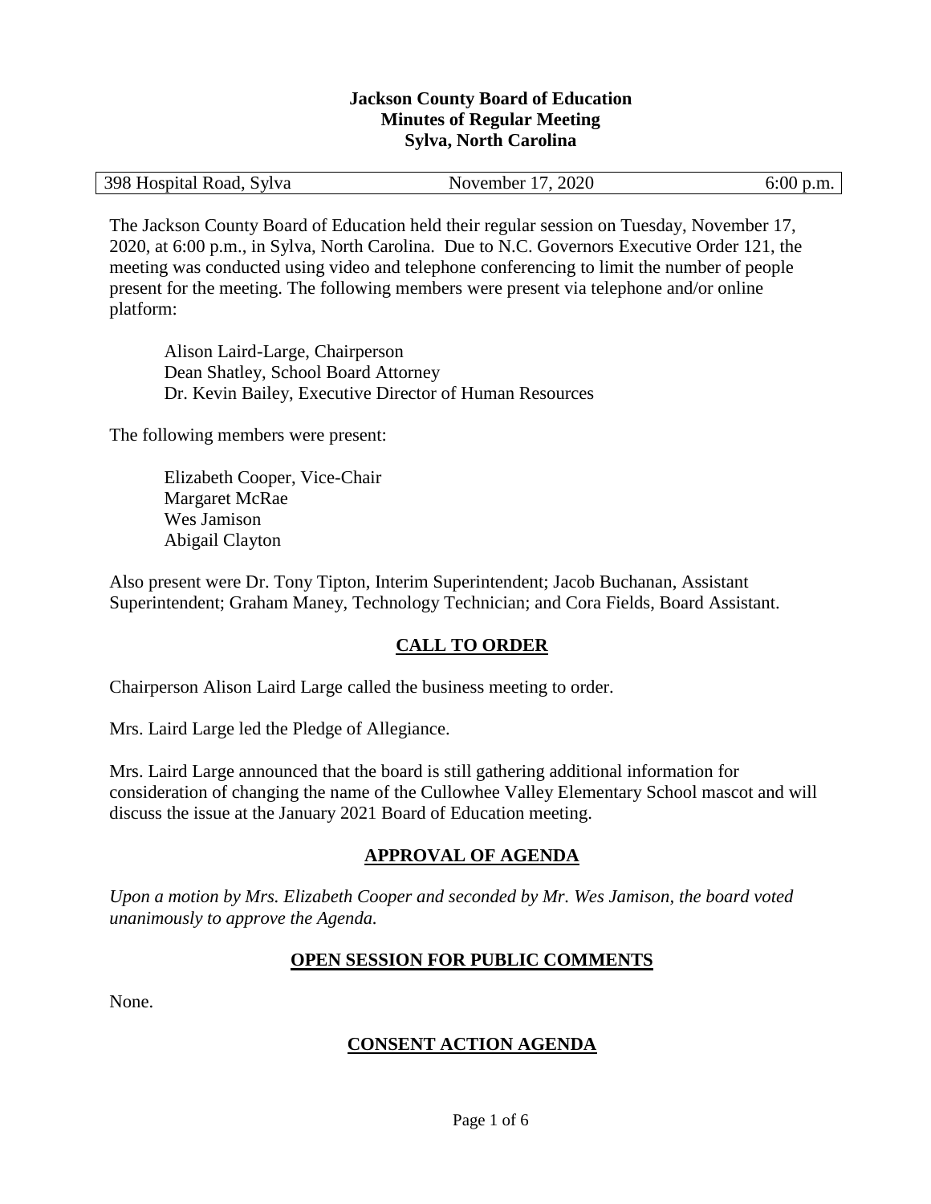**Jackson County Board of Education**
**Minutes of Regular Meeting**
**Sylva, North Carolina**

| 398 Hospital Road, Sylva | November 17, 2020 | 6:00 p.m. |
|---|---|---|

The Jackson County Board of Education held their regular session on Tuesday, November 17, 2020, at 6:00 p.m., in Sylva, North Carolina. Due to N.C. Governors Executive Order 121, the meeting was conducted using video and telephone conferencing to limit the number of people present for the meeting. The following members were present via telephone and/or online platform:

Alison Laird-Large, Chairperson
Dean Shatley, School Board Attorney
Dr. Kevin Bailey, Executive Director of Human Resources

The following members were present:

Elizabeth Cooper, Vice-Chair
Margaret McRae
Wes Jamison
Abigail Clayton

Also present were Dr. Tony Tipton, Interim Superintendent; Jacob Buchanan, Assistant Superintendent; Graham Maney, Technology Technician; and Cora Fields, Board Assistant.

## CALL TO ORDER

Chairperson Alison Laird Large called the business meeting to order.

Mrs. Laird Large led the Pledge of Allegiance.

Mrs. Laird Large announced that the board is still gathering additional information for consideration of changing the name of the Cullowhee Valley Elementary School mascot and will discuss the issue at the January 2021 Board of Education meeting.

## APPROVAL OF AGENDA

*Upon a motion by Mrs. Elizabeth Cooper and seconded by Mr. Wes Jamison, the board voted unanimously to approve the Agenda.*

## OPEN SESSION FOR PUBLIC COMMENTS

None.

## CONSENT ACTION AGENDA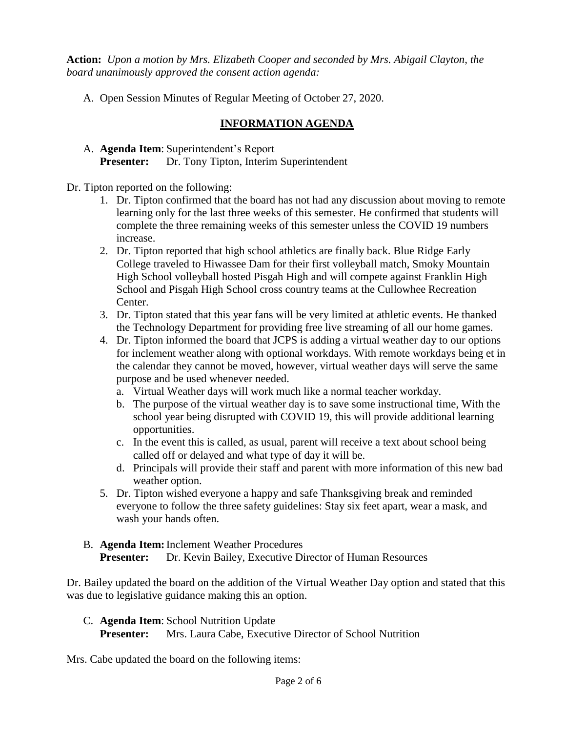**Action:** *Upon a motion by Mrs. Elizabeth Cooper and seconded by Mrs. Abigail Clayton, the board unanimously approved the consent action agenda:*

A. Open Session Minutes of Regular Meeting of October 27, 2020.

## INFORMATION AGENDA

A. **Agenda Item**: Superintendent's Report
**Presenter:** Dr. Tony Tipton, Interim Superintendent

Dr. Tipton reported on the following:

1. Dr. Tipton confirmed that the board has not had any discussion about moving to remote learning only for the last three weeks of this semester. He confirmed that students will complete the three remaining weeks of this semester unless the COVID 19 numbers increase.
2. Dr. Tipton reported that high school athletics are finally back. Blue Ridge Early College traveled to Hiwassee Dam for their first volleyball match, Smoky Mountain High School volleyball hosted Pisgah High and will compete against Franklin High School and Pisgah High School cross country teams at the Cullowhee Recreation Center.
3. Dr. Tipton stated that this year fans will be very limited at athletic events. He thanked the Technology Department for providing free live streaming of all our home games.
4. Dr. Tipton informed the board that JCPS is adding a virtual weather day to our options for inclement weather along with optional workdays. With remote workdays being et in the calendar they cannot be moved, however, virtual weather days will serve the same purpose and be used whenever needed.
   a. Virtual Weather days will work much like a normal teacher workday.
   b. The purpose of the virtual weather day is to save some instructional time, With the school year being disrupted with COVID 19, this will provide additional learning opportunities.
   c. In the event this is called, as usual, parent will receive a text about school being called off or delayed and what type of day it will be.
   d. Principals will provide their staff and parent with more information of this new bad weather option.
5. Dr. Tipton wished everyone a happy and safe Thanksgiving break and reminded everyone to follow the three safety guidelines: Stay six feet apart, wear a mask, and wash your hands often.

B. **Agenda Item:** Inclement Weather Procedures
**Presenter:** Dr. Kevin Bailey, Executive Director of Human Resources

Dr. Bailey updated the board on the addition of the Virtual Weather Day option and stated that this was due to legislative guidance making this an option.

C. **Agenda Item**: School Nutrition Update
**Presenter:** Mrs. Laura Cabe, Executive Director of School Nutrition

Mrs. Cabe updated the board on the following items: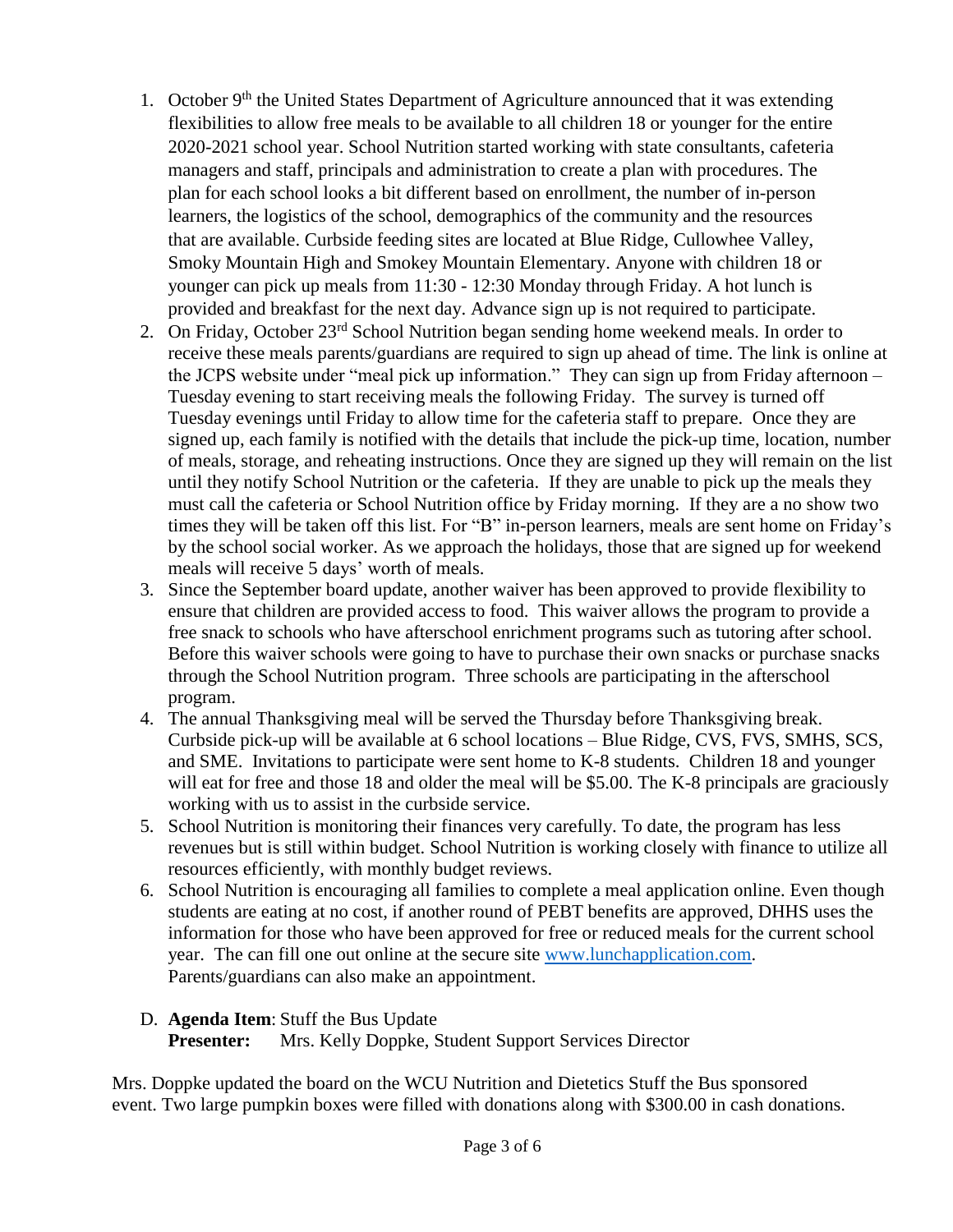1. October 9th the United States Department of Agriculture announced that it was extending flexibilities to allow free meals to be available to all children 18 or younger for the entire 2020-2021 school year. School Nutrition started working with state consultants, cafeteria managers and staff, principals and administration to create a plan with procedures. The plan for each school looks a bit different based on enrollment, the number of in-person learners, the logistics of the school, demographics of the community and the resources that are available. Curbside feeding sites are located at Blue Ridge, Cullowhee Valley, Smoky Mountain High and Smokey Mountain Elementary. Anyone with children 18 or younger can pick up meals from 11:30 - 12:30 Monday through Friday. A hot lunch is provided and breakfast for the next day. Advance sign up is not required to participate.
2. On Friday, October 23rd School Nutrition began sending home weekend meals. In order to receive these meals parents/guardians are required to sign up ahead of time. The link is online at the JCPS website under "meal pick up information." They can sign up from Friday afternoon – Tuesday evening to start receiving meals the following Friday. The survey is turned off Tuesday evenings until Friday to allow time for the cafeteria staff to prepare. Once they are signed up, each family is notified with the details that include the pick-up time, location, number of meals, storage, and reheating instructions. Once they are signed up they will remain on the list until they notify School Nutrition or the cafeteria. If they are unable to pick up the meals they must call the cafeteria or School Nutrition office by Friday morning. If they are a no show two times they will be taken off this list. For "B" in-person learners, meals are sent home on Friday's by the school social worker. As we approach the holidays, those that are signed up for weekend meals will receive 5 days' worth of meals.
3. Since the September board update, another waiver has been approved to provide flexibility to ensure that children are provided access to food. This waiver allows the program to provide a free snack to schools who have afterschool enrichment programs such as tutoring after school. Before this waiver schools were going to have to purchase their own snacks or purchase snacks through the School Nutrition program. Three schools are participating in the afterschool program.
4. The annual Thanksgiving meal will be served the Thursday before Thanksgiving break. Curbside pick-up will be available at 6 school locations – Blue Ridge, CVS, FVS, SMHS, SCS, and SME. Invitations to participate were sent home to K-8 students. Children 18 and younger will eat for free and those 18 and older the meal will be $5.00. The K-8 principals are graciously working with us to assist in the curbside service.
5. School Nutrition is monitoring their finances very carefully. To date, the program has less revenues but is still within budget. School Nutrition is working closely with finance to utilize all resources efficiently, with monthly budget reviews.
6. School Nutrition is encouraging all families to complete a meal application online. Even though students are eating at no cost, if another round of PEBT benefits are approved, DHHS uses the information for those who have been approved for free or reduced meals for the current school year. The can fill one out online at the secure site www.lunchapplication.com. Parents/guardians can also make an appointment.

D. **Agenda Item**: Stuff the Bus Update
**Presenter:** Mrs. Kelly Doppke, Student Support Services Director

Mrs. Doppke updated the board on the WCU Nutrition and Dietetics Stuff the Bus sponsored event. Two large pumpkin boxes were filled with donations along with $300.00 in cash donations.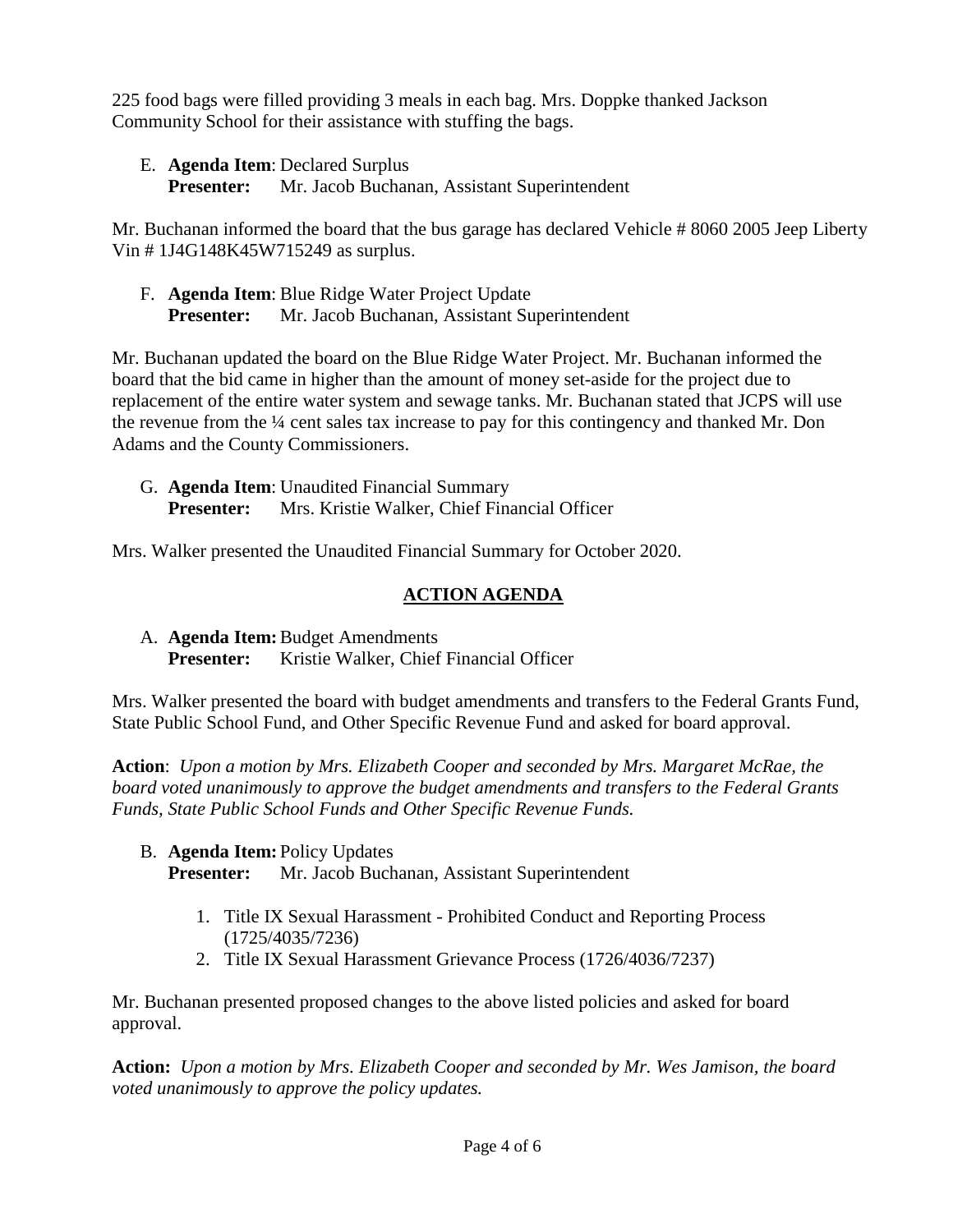225 food bags were filled providing 3 meals in each bag. Mrs. Doppke thanked Jackson Community School for their assistance with stuffing the bags.

E. **Agenda Item**: Declared Surplus
   **Presenter:** Mr. Jacob Buchanan, Assistant Superintendent

Mr. Buchanan informed the board that the bus garage has declared Vehicle # 8060 2005 Jeep Liberty Vin # 1J4G148K45W715249 as surplus.

F. **Agenda Item**: Blue Ridge Water Project Update
   **Presenter:** Mr. Jacob Buchanan, Assistant Superintendent

Mr. Buchanan updated the board on the Blue Ridge Water Project. Mr. Buchanan informed the board that the bid came in higher than the amount of money set-aside for the project due to replacement of the entire water system and sewage tanks. Mr. Buchanan stated that JCPS will use the revenue from the ¼ cent sales tax increase to pay for this contingency and thanked Mr. Don Adams and the County Commissioners.

G. **Agenda Item**: Unaudited Financial Summary
   **Presenter:** Mrs. Kristie Walker, Chief Financial Officer

Mrs. Walker presented the Unaudited Financial Summary for October 2020.

## ACTION AGENDA

A. **Agenda Item:** Budget Amendments
   **Presenter:** Kristie Walker, Chief Financial Officer

Mrs. Walker presented the board with budget amendments and transfers to the Federal Grants Fund, State Public School Fund, and Other Specific Revenue Fund and asked for board approval.

**Action**: *Upon a motion by Mrs. Elizabeth Cooper and seconded by Mrs. Margaret McRae, the board voted unanimously to approve the budget amendments and transfers to the Federal Grants Funds, State Public School Funds and Other Specific Revenue Funds.*

B. **Agenda Item:** Policy Updates
   **Presenter:** Mr. Jacob Buchanan, Assistant Superintendent

   1. Title IX Sexual Harassment - Prohibited Conduct and Reporting Process (1725/4035/7236)
   2. Title IX Sexual Harassment Grievance Process (1726/4036/7237)

Mr. Buchanan presented proposed changes to the above listed policies and asked for board approval.

**Action:** *Upon a motion by Mrs. Elizabeth Cooper and seconded by Mr. Wes Jamison, the board voted unanimously to approve the policy updates.*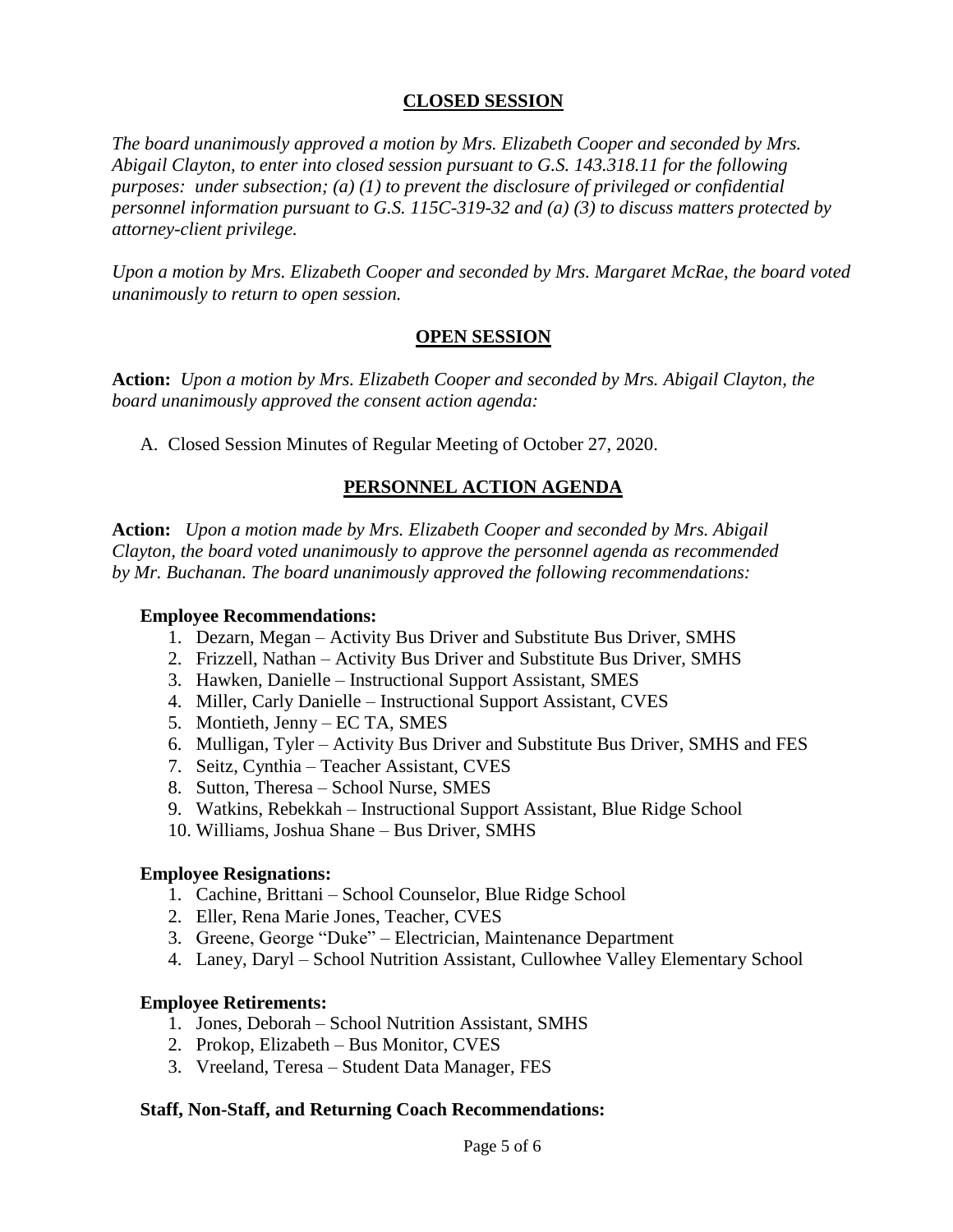## CLOSED SESSION

*The board unanimously approved a motion by Mrs. Elizabeth Cooper and seconded by Mrs. Abigail Clayton, to enter into closed session pursuant to G.S. 143.318.11 for the following purposes: under subsection; (a) (1) to prevent the disclosure of privileged or confidential personnel information pursuant to G.S. 115C-319-32 and (a) (3) to discuss matters protected by attorney-client privilege.*

*Upon a motion by Mrs. Elizabeth Cooper and seconded by Mrs. Margaret McRae, the board voted unanimously to return to open session.*

## OPEN SESSION

**Action:** *Upon a motion by Mrs. Elizabeth Cooper and seconded by Mrs. Abigail Clayton, the board unanimously approved the consent action agenda:*

A. Closed Session Minutes of Regular Meeting of October 27, 2020.

## PERSONNEL ACTION AGENDA

**Action:** *Upon a motion made by Mrs. Elizabeth Cooper and seconded by Mrs. Abigail Clayton, the board voted unanimously to approve the personnel agenda as recommended by Mr. Buchanan. The board unanimously approved the following recommendations:*

**Employee Recommendations:**

1. Dezarn, Megan – Activity Bus Driver and Substitute Bus Driver, SMHS
2. Frizzell, Nathan – Activity Bus Driver and Substitute Bus Driver, SMHS
3. Hawken, Danielle – Instructional Support Assistant, SMES
4. Miller, Carly Danielle – Instructional Support Assistant, CVES
5. Montieth, Jenny – EC TA, SMES
6. Mulligan, Tyler – Activity Bus Driver and Substitute Bus Driver, SMHS and FES
7. Seitz, Cynthia – Teacher Assistant, CVES
8. Sutton, Theresa – School Nurse, SMES
9. Watkins, Rebekkah – Instructional Support Assistant, Blue Ridge School
10. Williams, Joshua Shane – Bus Driver, SMHS

**Employee Resignations:**

1. Cachine, Brittani – School Counselor, Blue Ridge School
2. Eller, Rena Marie Jones, Teacher, CVES
3. Greene, George "Duke" – Electrician, Maintenance Department
4. Laney, Daryl – School Nutrition Assistant, Cullowhee Valley Elementary School

**Employee Retirements:**

1. Jones, Deborah – School Nutrition Assistant, SMHS
2. Prokop, Elizabeth – Bus Monitor, CVES
3. Vreeland, Teresa – Student Data Manager, FES

**Staff, Non-Staff, and Returning Coach Recommendations:**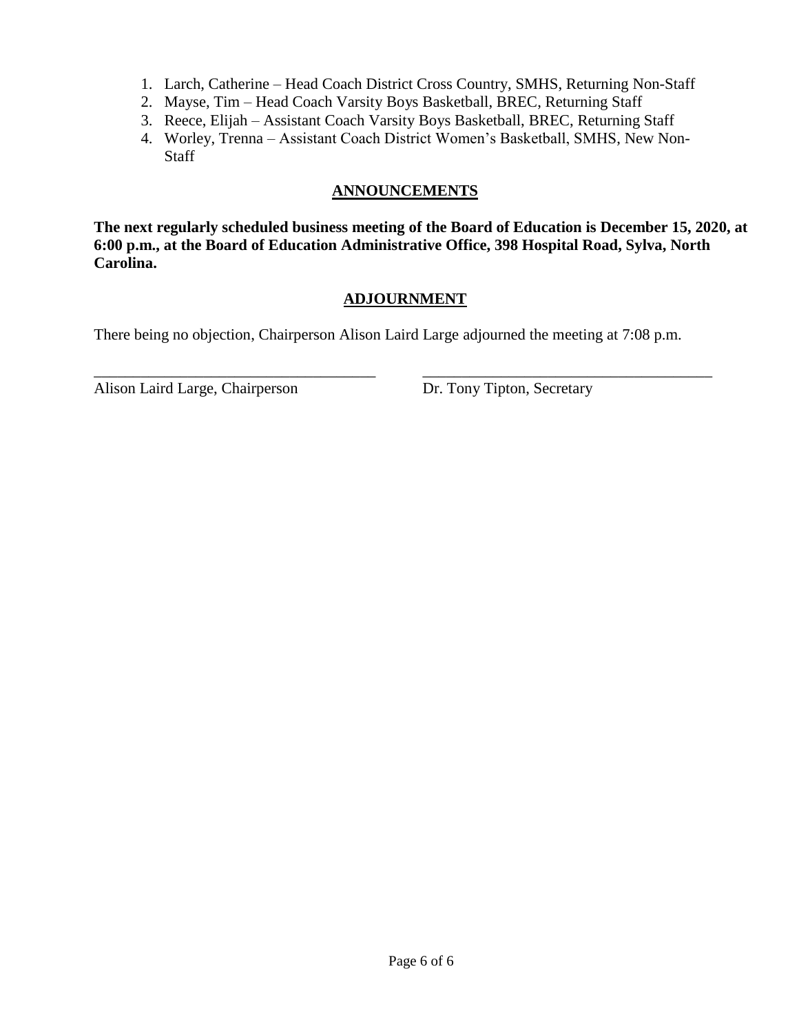1. Larch, Catherine – Head Coach District Cross Country, SMHS, Returning Non-Staff
2. Mayse, Tim – Head Coach Varsity Boys Basketball, BREC, Returning Staff
3. Reece, Elijah – Assistant Coach Varsity Boys Basketball, BREC, Returning Staff
4. Worley, Trenna – Assistant Coach District Women's Basketball, SMHS, New Non-Staff

## ANNOUNCEMENTS

**The next regularly scheduled business meeting of the Board of Education is December 15, 2020, at 6:00 p.m., at the Board of Education Administrative Office, 398 Hospital Road, Sylva, North Carolina.**

## ADJOURNMENT

There being no objection, Chairperson Alison Laird Large adjourned the meeting at 7:08 p.m.

\_\_\_\_\_\_\_\_\_\_\_\_\_\_\_\_\_\_\_\_\_\_\_\_\_\_\_\_\_\_\_\_\_\_\_\_\_ \_\_\_\_\_\_\_\_\_\_\_\_\_\_\_\_\_\_\_\_\_\_\_\_\_\_\_\_\_\_\_\_\_\_\_\_\_\_

Alison Laird Large, Chairperson Dr. Tony Tipton, Secretary